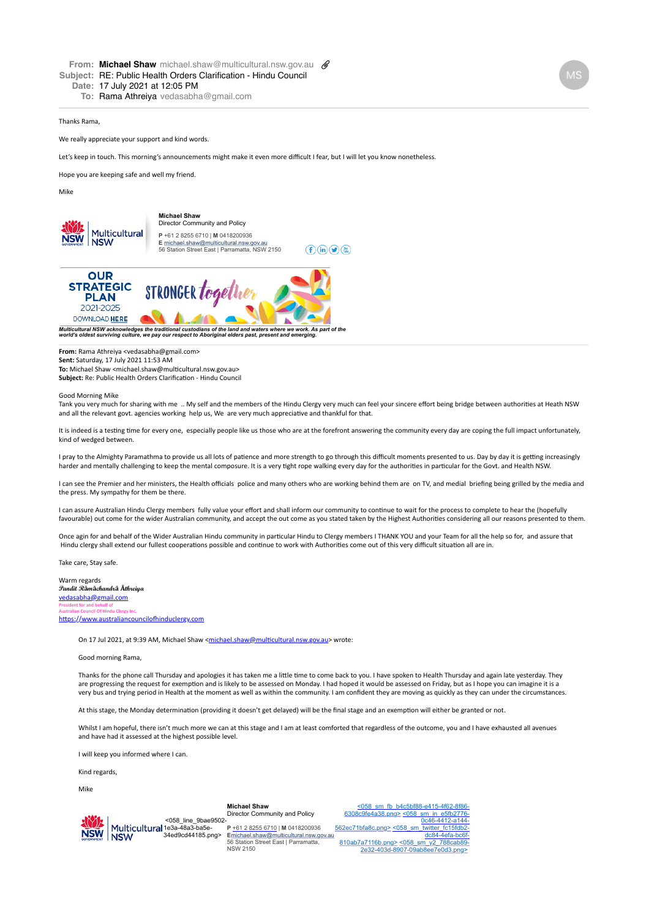**From:** **Michael Shaw** michael.shaw@multicultural.nsw.gov.au
**Subject:** RE: Public Health Orders Clarification - Hindu Council
**Date:** 17 July 2021 at 12:05 PM
**To:** Rama Athreiya vedasabha@gmail.com

Thanks Rama,

We really appreciate your support and kind words.

Let's keep in touch. This morning's announcements might make it even more difficult I fear, but I will let you know nonetheless.

Hope you are keeping safe and well my friend.

Mike

**Michael Shaw**
Director Community and Policy
**P** +61 2 8255 6710 | **M** 0418200936
**E** michael.shaw@multicultural.nsw.gov.au
56 Station Street East | Parramatta, NSW 2150

OUR STRATEGIC PLAN 2021-2025 DOWNLOAD HERE — STRONGER together

*Multicultural NSW acknowledges the traditional custodians of the land and waters where we work. As part of the world's oldest surviving culture, we pay our respect to Aboriginal elders past, present and emerging.*

---

**From:** Rama Athreiya <vedasabha@gmail.com>
**Sent:** Saturday, 17 July 2021 11:53 AM
**To:** Michael Shaw <michael.shaw@multicultural.nsw.gov.au>
**Subject:** Re: Public Health Orders Clarification - Hindu Council

Good Morning Mike
Tank you very much for sharing with me .. My self and the members of the Hindu Clergy very much can feel your sincere effort being bridge between authorities at Heath NSW and all the relevant govt. agencies working help us, We are very much appreciative and thankful for that.

It is indeed is a testing time for every one, especially people like us those who are at the forefront answering the community every day are coping the full impact unfortunately, kind of wedged between.

I pray to the Almighty Paramathma to provide us all lots of patience and more strength to go through this difficult moments presented to us. Day by day it is getting increasingly harder and mentally challenging to keep the mental composure. It is a very tight rope walking every day for the authorities in particular for the Govt. and Health NSW.

I can see the Premier and her ministers, the Health officials police and many others who are working behind them are on TV, and medial briefing being grilled by the media and the press. My sympathy for them be there.

I can assure Australian Hindu Clergy members fully value your effort and shall inform our community to continue to wait for the process to complete to hear the (hopefully favourable) out come for the wider Australian community, and accept the out come as you stated taken by the Highest Authorities considering all our reasons presented to them.

Once agin for and behalf of the Wider Australian Hindu community in particular Hindu to Clergy members I THANK YOU and your Team for all the help so for, and assure that Hindu clergy shall extend our fullest cooperations possible and continue to work with Authorities come out of this very difficult situation all are in.

Take care, Stay safe.

Warm regards
*Pandit Rāmāchandrā Āthreiya*
vedasabha@gmail.com
President for and behalf of
Australian Council Of Hindu Clergy Inc.
https://www.australiancouncilofhinduclergy.com

> On 17 Jul 2021, at 9:39 AM, Michael Shaw <michael.shaw@multicultural.nsw.gov.au> wrote:
>
> Good morning Rama,
>
> Thanks for the phone call Thursday and apologies it has taken me a little time to come back to you. I have spoken to Health Thursday and again late yesterday. They are progressing the request for exemption and is likely to be assessed on Monday. I had hoped it would be assessed on Friday, but as I hope you can imagine it is a very bus and trying period in Health at the moment as well as within the community. I am confident they are moving as quickly as they can under the circumstances.
>
> At this stage, the Monday determination (providing it doesn't get delayed) will be the final stage and an exemption will either be granted or not.
>
> Whilst I am hopeful, there isn't much more we can at this stage and I am at least comforted that regardless of the outcome, you and I have exhausted all avenues and have had it assessed at the highest possible level.
>
> I will keep you informed where I can.
>
> Kind regards,
>
> Mike
>
> <058_line_9bae9502-1e3a-48a3-ba5e-34ed9cd44185.png>
>
> **Michael Shaw**
> Director Community and Policy
> **P** +61 2 8255 6710 | **M** 0418200936
> **E** michael.shaw@multicultural.nsw.gov.au
> 56 Station Street East | Parramatta, NSW 2150
>
> <058_sm_fb_b4c5bf88-e415-4f62-8f86-6308c9fe4a38.png> <058_sm_in_e5fb2776-0c46-4412-a144-562ec71bfa8c.png> <058_sm_twitter_fc15fdb2-dc84-4efa-bc6f-810ab7a7116b.png> <058_sm_y2_788cab89-2e32-403d-8907-09ab8ee7e0d3.png>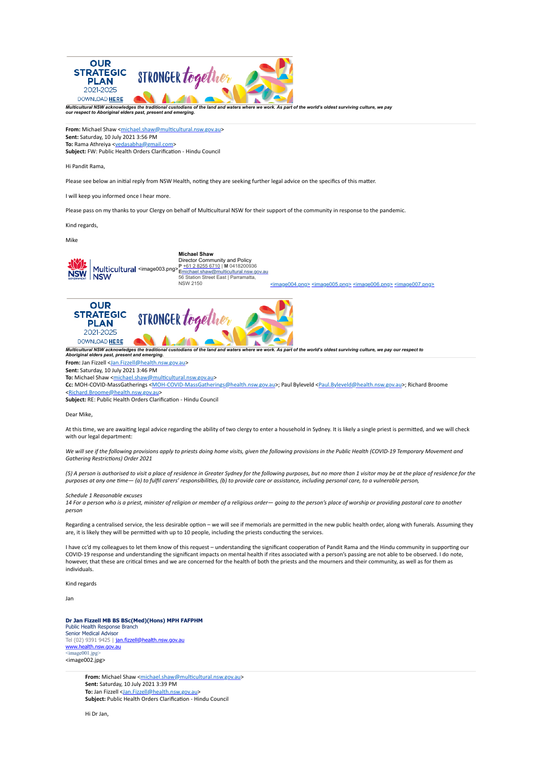OUR STRATEGIC PLAN 2021-2025 DOWNLOAD HERE — STRONGER together

*Multicultural NSW acknowledges the traditional custodians of the land and waters where we work. As part of the world's oldest surviving culture, we pay our respect to Aboriginal elders past, present and emerging.*

---

**From:** Michael Shaw <michael.shaw@multicultural.nsw.gov.au>
**Sent:** Saturday, 10 July 2021 3:56 PM
**To:** Rama Athreiya <vedasabha@gmail.com>
**Subject:** FW: Public Health Orders Clarification - Hindu Council

Hi Pandit Rama,

Please see below an initial reply from NSW Health, noting they are seeking further legal advice on the specifics of this matter.

I will keep you informed once I hear more.

Please pass on my thanks to your Clergy on behalf of Multicultural NSW for their support of the community in response to the pandemic.

Kind regards,

Mike

NSW Government | Multicultural NSW <image003.png>
**Michael Shaw**
Director Community and Policy
**P** +61 2 8255 6710 | **M** 0418200936
**E** michael.shaw@multicultural.nsw.gov.au
56 Station Street East | Parramatta, NSW 2150
<image004.png> <image005.png> <image006.png> <image007.png>

OUR STRATEGIC PLAN 2021-2025 DOWNLOAD HERE — STRONGER together

*Multicultural NSW acknowledges the traditional custodians of the land and waters where we work. As part of the world's oldest surviving culture, we pay our respect to Aboriginal elders past, present and emerging.*

---

**From:** Jan Fizzell <Jan.Fizzell@health.nsw.gov.au>
**Sent:** Saturday, 10 July 2021 3:46 PM
**To:** Michael Shaw <michael.shaw@multicultural.nsw.gov.au>
**Cc:** MOH-COVID-MassGatherings <MOH-COVID-MassGatherings@health.nsw.gov.au>; Paul Byleveld <Paul.Byleveld@health.nsw.gov.au>; Richard Broome <Richard.Broome@health.nsw.gov.au>
**Subject:** RE: Public Health Orders Clarification - Hindu Council

Dear Mike,

At this time, we are awaiting legal advice regarding the ability of two clergy to enter a household in Sydney. It is likely a single priest is permitted, and we will check with our legal department:

*We will see if the following provisions apply to priests doing home visits, given the following provisions in the Public Health (COVID-19 Temporary Movement and Gathering Restrictions) Order 2021*

*(5) A person is authorised to visit a place of residence in Greater Sydney for the following purposes, but no more than 1 visitor may be at the place of residence for the purposes at any one time— (a) to fulfil carers' responsibilities, (b) to provide care or assistance, including personal care, to a vulnerable person,*

*Schedule 1 Reasonable excuses*
*14 For a person who is a priest, minister of religion or member of a religious order— going to the person's place of worship or providing pastoral care to another person*

Regarding a centralised service, the less desirable option – we will see if memorials are permitted in the new public health order, along with funerals. Assuming they are, it is likely they will be permitted with up to 10 people, including the priests conducting the services.

I have cc'd my colleagues to let them know of this request – understanding the significant cooperation of Pandit Rama and the Hindu community in supporting our COVID-19 response and understanding the significant impacts on mental health if rites associated with a person's passing are not able to be observed. I do note, however, that these are critical times and we are concerned for the health of both the priests and the mourners and their community, as well as for them as individuals.

Kind regards

Jan

**Dr Jan Fizzell MB BS BSc(Med)(Hons) MPH FAFPHM**
Public Health Response Branch
Senior Medical Advisor
Tel (02) 9391 9425 | jan.fizzell@health.nsw.gov.au
www.health.nsw.gov.au
<image001.jpg>
<image002.jpg>

---

**From:** Michael Shaw <michael.shaw@multicultural.nsw.gov.au>
**Sent:** Saturday, 10 July 2021 3:39 PM
**To:** Jan Fizzell <Jan.Fizzell@health.nsw.gov.au>
**Subject:** Public Health Orders Clarification - Hindu Council

Hi Dr Jan,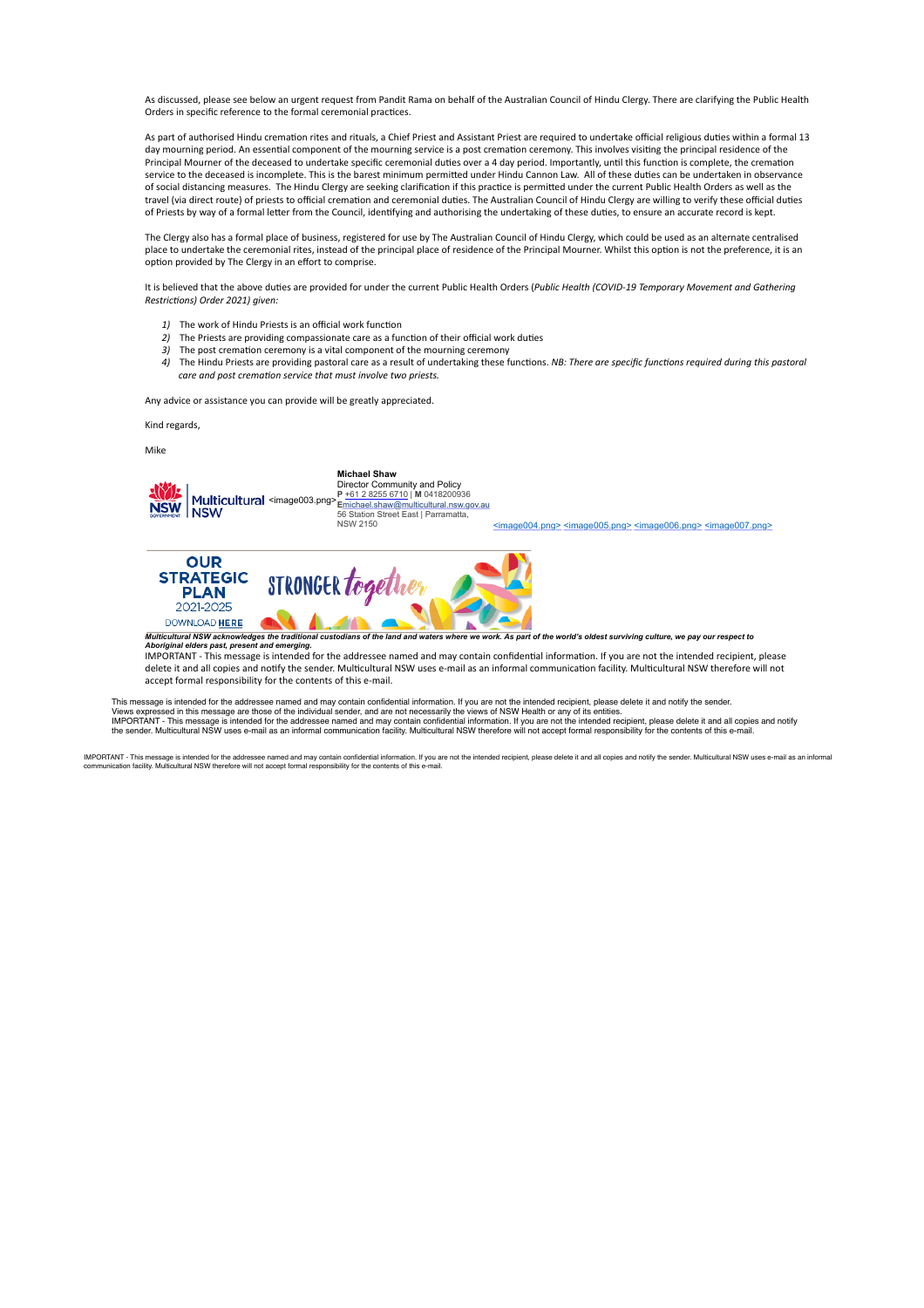As discussed, please see below an urgent request from Pandit Rama on behalf of the Australian Council of Hindu Clergy. There are clarifying the Public Health Orders in specific reference to the formal ceremonial practices.

As part of authorised Hindu cremation rites and rituals, a Chief Priest and Assistant Priest are required to undertake official religious duties within a formal 13 day mourning period. An essential component of the mourning service is a post cremation ceremony. This involves visiting the principal residence of the Principal Mourner of the deceased to undertake specific ceremonial duties over a 4 day period. Importantly, until this function is complete, the cremation service to the deceased is incomplete. This is the barest minimum permitted under Hindu Cannon Law. All of these duties can be undertaken in observance of social distancing measures. The Hindu Clergy are seeking clarification if this practice is permitted under the current Public Health Orders as well as the travel (via direct route) of priests to official cremation and ceremonial duties. The Australian Council of Hindu Clergy are willing to verify these official duties of Priests by way of a formal letter from the Council, identifying and authorising the undertaking of these duties, to ensure an accurate record is kept.

The Clergy also has a formal place of business, registered for use by The Australian Council of Hindu Clergy, which could be used as an alternate centralised place to undertake the ceremonial rites, instead of the principal place of residence of the Principal Mourner. Whilst this option is not the preference, it is an option provided by The Clergy in an effort to comprise.

It is believed that the above duties are provided for under the current Public Health Orders (*Public Health (COVID-19 Temporary Movement and Gathering Restrictions) Order 2021) given:*

1) The work of Hindu Priests is an official work function
2) The Priests are providing compassionate care as a function of their official work duties
3) The post cremation ceremony is a vital component of the mourning ceremony
4) The Hindu Priests are providing pastoral care as a result of undertaking these functions. *NB: There are specific functions required during this pastoral care and post cremation service that must involve two priests.*

Any advice or assistance you can provide will be greatly appreciated.

Kind regards,

Mike

NSW GOVERNMENT | Multicultural NSW <image003.png>

**Michael Shaw**
Director Community and Policy
**P** +61 2 8255 6710 | **M** 0418200936
**E** michael.shaw@multicultural.nsw.gov.au
56 Station Street East | Parramatta, NSW 2150

<image004.png> <image005.png> <image006.png> <image007.png>

OUR STRATEGIC PLAN 2021-2025 DOWNLOAD HERE — STRONGER together

***Multicultural NSW acknowledges the traditional custodians of the land and waters where we work. As part of the world's oldest surviving culture, we pay our respect to Aboriginal elders past, present and emerging.***

IMPORTANT - This message is intended for the addressee named and may contain confidential information. If you are not the intended recipient, please delete it and all copies and notify the sender. Multicultural NSW uses e-mail as an informal communication facility. Multicultural NSW therefore will not accept formal responsibility for the contents of this e-mail.

This message is intended for the addressee named and may contain confidential information. If you are not the intended recipient, please delete it and notify the sender.
Views expressed in this message are those of the individual sender, and are not necessarily the views of NSW Health or any of its entities.
IMPORTANT - This message is intended for the addressee named and may contain confidential information. If you are not the intended recipient, please delete it and all copies and notify the sender. Multicultural NSW uses e-mail as an informal communication facility. Multicultural NSW therefore will not accept formal responsibility for the contents of this e-mail.

IMPORTANT - This message is intended for the addressee named and may contain confidential information. If you are not the intended recipient, please delete it and all copies and notify the sender. Multicultural NSW uses e-mail as an informal communication facility. Multicultural NSW therefore will not accept formal responsibility for the contents of this e-mail.